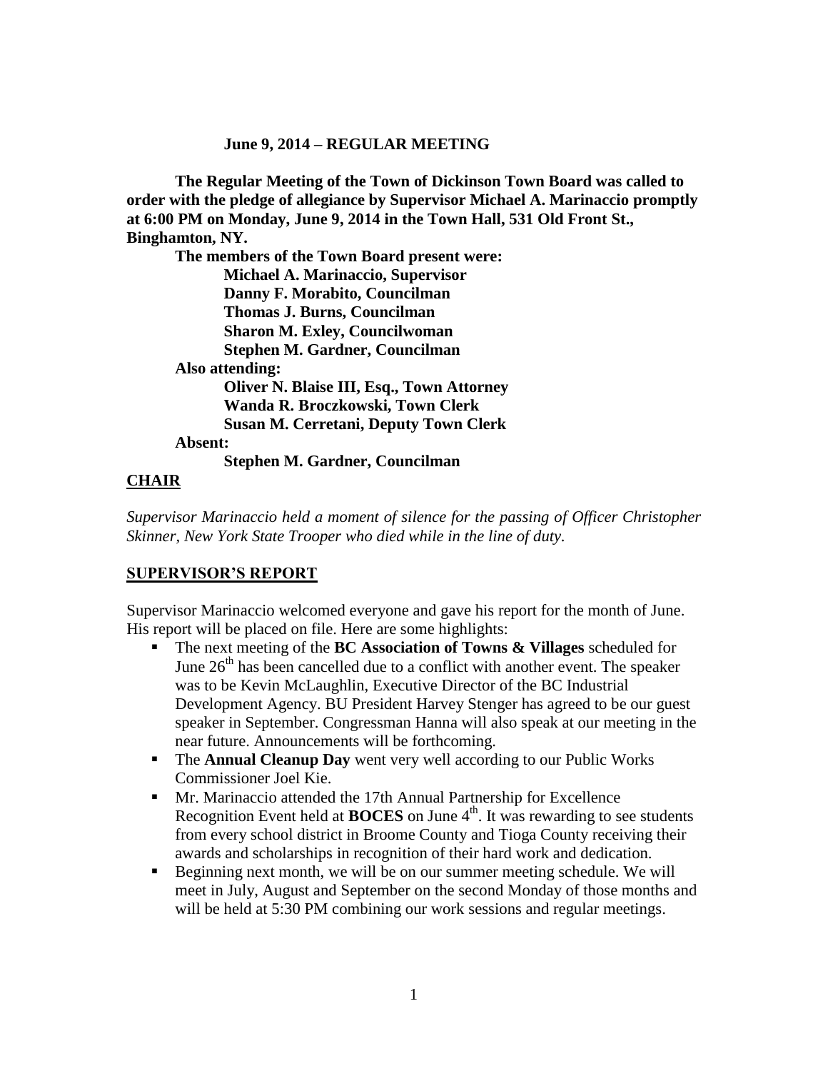**June 9, 2014 – REGULAR MEETING**

**The Regular Meeting of the Town of Dickinson Town Board was called to order with the pledge of allegiance by Supervisor Michael A. Marinaccio promptly at 6:00 PM on Monday, June 9, 2014 in the Town Hall, 531 Old Front St., Binghamton, NY.**

**The members of the Town Board present were:**

**Michael A. Marinaccio, Supervisor**
**Danny F. Morabito, Councilman**
**Thomas J. Burns, Councilman**
**Sharon M. Exley, Councilwoman**
**Stephen M. Gardner, Councilman**

**Also attending:**

**Oliver N. Blaise III, Esq., Town Attorney**
**Wanda R. Broczkowski, Town Clerk**
**Susan M. Cerretani, Deputy Town Clerk**

**Absent:**

**Stephen M. Gardner, Councilman**

## **CHAIR**

*Supervisor Marinaccio held a moment of silence for the passing of Officer Christopher Skinner, New York State Trooper who died while in the line of duty.*

## **SUPERVISOR'S REPORT**

Supervisor Marinaccio welcomed everyone and gave his report for the month of June. His report will be placed on file. Here are some highlights:

- The next meeting of the **BC Association of Towns & Villages** scheduled for June 26th has been cancelled due to a conflict with another event. The speaker was to be Kevin McLaughlin, Executive Director of the BC Industrial Development Agency. BU President Harvey Stenger has agreed to be our guest speaker in September. Congressman Hanna will also speak at our meeting in the near future. Announcements will be forthcoming.
- The **Annual Cleanup Day** went very well according to our Public Works Commissioner Joel Kie.
- Mr. Marinaccio attended the 17th Annual Partnership for Excellence Recognition Event held at **BOCES** on June 4th. It was rewarding to see students from every school district in Broome County and Tioga County receiving their awards and scholarships in recognition of their hard work and dedication.
- Beginning next month, we will be on our summer meeting schedule. We will meet in July, August and September on the second Monday of those months and will be held at 5:30 PM combining our work sessions and regular meetings.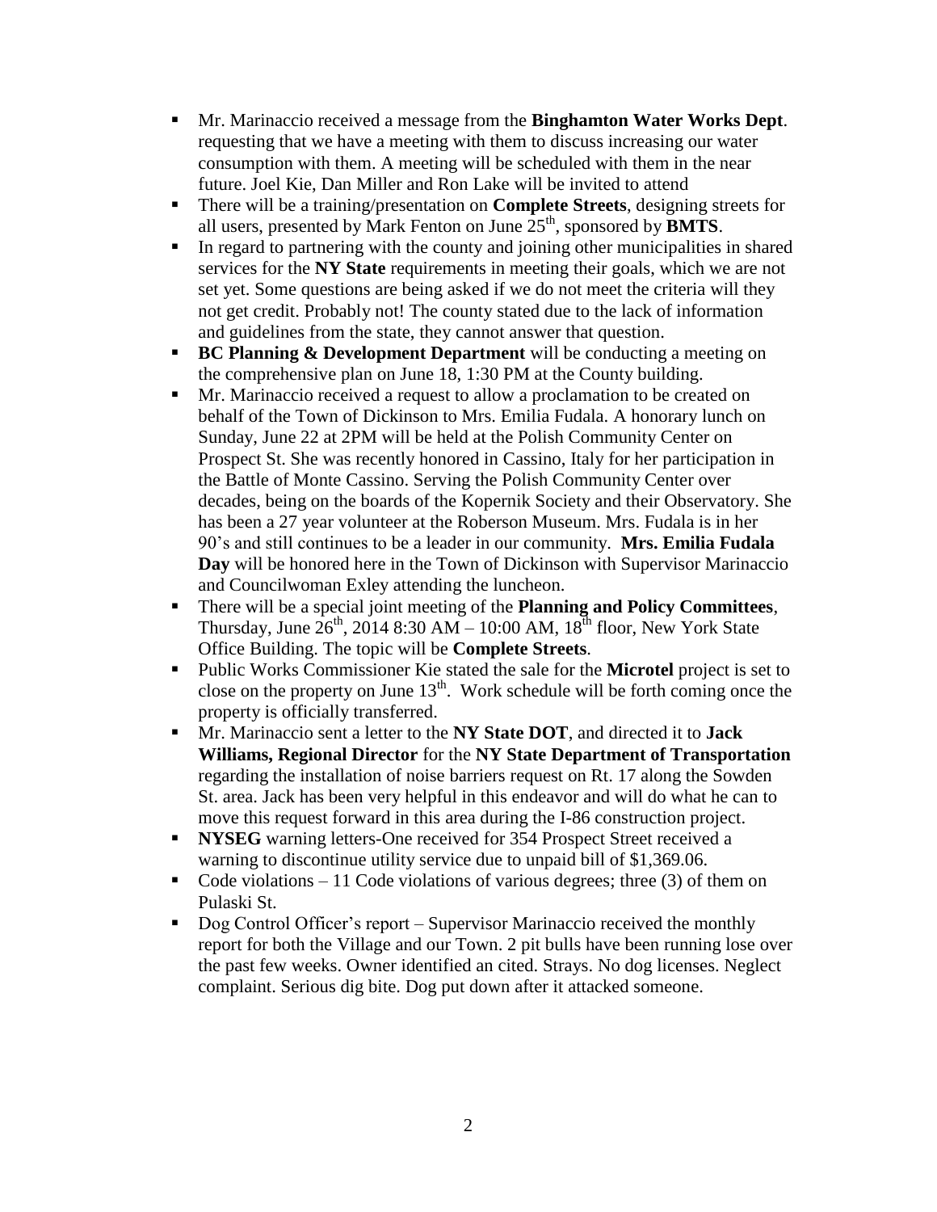- Mr. Marinaccio received a message from the **Binghamton Water Works Dept**. requesting that we have a meeting with them to discuss increasing our water consumption with them. A meeting will be scheduled with them in the near future. Joel Kie, Dan Miller and Ron Lake will be invited to attend
- There will be a training/presentation on **Complete Streets**, designing streets for all users, presented by Mark Fenton on June 25th, sponsored by **BMTS**.
- In regard to partnering with the county and joining other municipalities in shared services for the **NY State** requirements in meeting their goals, which we are not set yet. Some questions are being asked if we do not meet the criteria will they not get credit. Probably not! The county stated due to the lack of information and guidelines from the state, they cannot answer that question.
- **BC Planning & Development Department** will be conducting a meeting on the comprehensive plan on June 18, 1:30 PM at the County building.
- Mr. Marinaccio received a request to allow a proclamation to be created on behalf of the Town of Dickinson to Mrs. Emilia Fudala. A honorary lunch on Sunday, June 22 at 2PM will be held at the Polish Community Center on Prospect St. She was recently honored in Cassino, Italy for her participation in the Battle of Monte Cassino. Serving the Polish Community Center over decades, being on the boards of the Kopernik Society and their Observatory. She has been a 27 year volunteer at the Roberson Museum. Mrs. Fudala is in her 90's and still continues to be a leader in our community. **Mrs. Emilia Fudala Day** will be honored here in the Town of Dickinson with Supervisor Marinaccio and Councilwoman Exley attending the luncheon.
- There will be a special joint meeting of the **Planning and Policy Committees**, Thursday, June 26th, 2014 8:30 AM – 10:00 AM, 18th floor, New York State Office Building. The topic will be **Complete Streets**.
- Public Works Commissioner Kie stated the sale for the **Microtel** project is set to close on the property on June 13th. Work schedule will be forth coming once the property is officially transferred.
- Mr. Marinaccio sent a letter to the **NY State DOT**, and directed it to **Jack Williams, Regional Director** for the **NY State Department of Transportation** regarding the installation of noise barriers request on Rt. 17 along the Sowden St. area. Jack has been very helpful in this endeavor and will do what he can to move this request forward in this area during the I-86 construction project.
- **NYSEG** warning letters-One received for 354 Prospect Street received a warning to discontinue utility service due to unpaid bill of $1,369.06.
- Code violations – 11 Code violations of various degrees; three (3) of them on Pulaski St.
- Dog Control Officer's report – Supervisor Marinaccio received the monthly report for both the Village and our Town. 2 pit bulls have been running lose over the past few weeks. Owner identified an cited. Strays. No dog licenses. Neglect complaint. Serious dig bite. Dog put down after it attacked someone.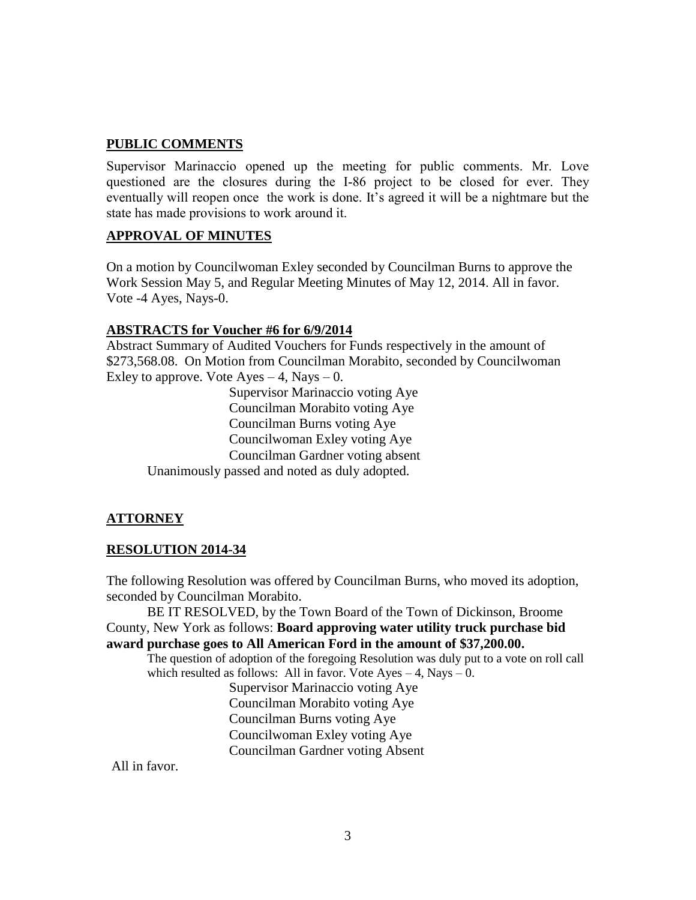## PUBLIC COMMENTS

Supervisor Marinaccio opened up the meeting for public comments. Mr. Love questioned are the closures during the I-86 project to be closed for ever. They eventually will reopen once the work is done. It's agreed it will be a nightmare but the state has made provisions to work around it.

## APPROVAL OF MINUTES

On a motion by Councilwoman Exley seconded by Councilman Burns to approve the Work Session May 5, and Regular Meeting Minutes of May 12, 2014. All in favor. Vote -4 Ayes, Nays-0.

## ABSTRACTS for Voucher #6 for 6/9/2014

Abstract Summary of Audited Vouchers for Funds respectively in the amount of $273,568.08. On Motion from Councilman Morabito, seconded by Councilwoman Exley to approve. Vote Ayes – 4, Nays – 0.

Supervisor Marinaccio voting Aye
Councilman Morabito voting Aye
Councilman Burns voting Aye
Councilwoman Exley voting Aye
Councilman Gardner voting absent

Unanimously passed and noted as duly adopted.

## ATTORNEY

## RESOLUTION 2014-34

The following Resolution was offered by Councilman Burns, who moved its adoption, seconded by Councilman Morabito.

BE IT RESOLVED, by the Town Board of the Town of Dickinson, Broome County, New York as follows: **Board approving water utility truck purchase bid award purchase goes to All American Ford in the amount of $37,200.00.**

The question of adoption of the foregoing Resolution was duly put to a vote on roll call which resulted as follows: All in favor. Vote Ayes – 4, Nays – 0.

Supervisor Marinaccio voting Aye
Councilman Morabito voting Aye
Councilman Burns voting Aye
Councilwoman Exley voting Aye
Councilman Gardner voting Absent

All in favor.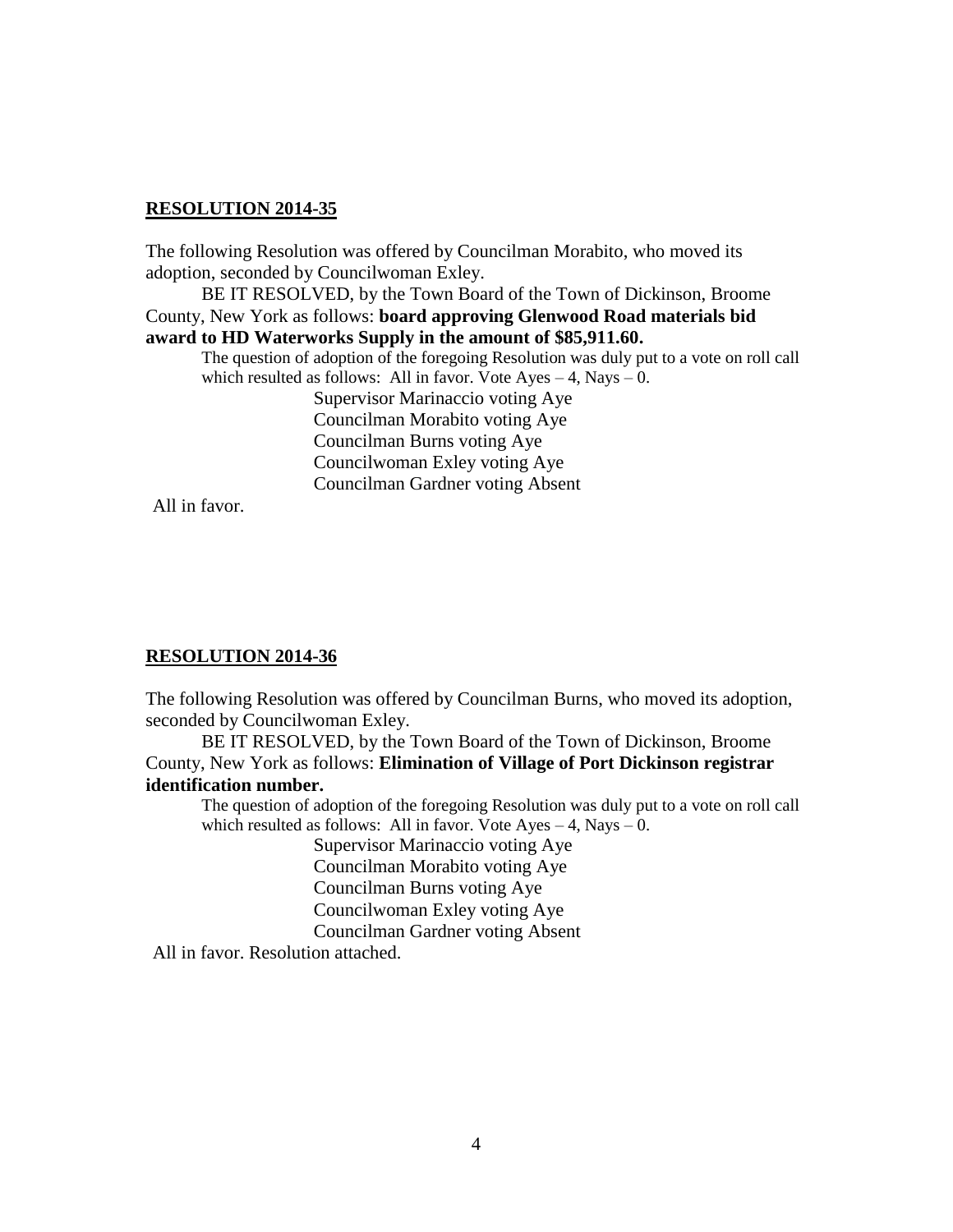**RESOLUTION 2014-35**

The following Resolution was offered by Councilman Morabito, who moved its adoption, seconded by Councilwoman Exley.

BE IT RESOLVED, by the Town Board of the Town of Dickinson, Broome County, New York as follows: **board approving Glenwood Road materials bid award to HD Waterworks Supply in the amount of $85,911.60.**

The question of adoption of the foregoing Resolution was duly put to a vote on roll call which resulted as follows: All in favor. Vote Ayes – 4, Nays – 0.

Supervisor Marinaccio voting Aye
Councilman Morabito voting Aye
Councilman Burns voting Aye
Councilwoman Exley voting Aye
Councilman Gardner voting Absent

All in favor.

**RESOLUTION 2014-36**

The following Resolution was offered by Councilman Burns, who moved its adoption, seconded by Councilwoman Exley.

BE IT RESOLVED, by the Town Board of the Town of Dickinson, Broome County, New York as follows: **Elimination of Village of Port Dickinson registrar identification number.**

The question of adoption of the foregoing Resolution was duly put to a vote on roll call which resulted as follows: All in favor. Vote Ayes – 4, Nays – 0.

Supervisor Marinaccio voting Aye
Councilman Morabito voting Aye
Councilman Burns voting Aye
Councilwoman Exley voting Aye
Councilman Gardner voting Absent

All in favor. Resolution attached.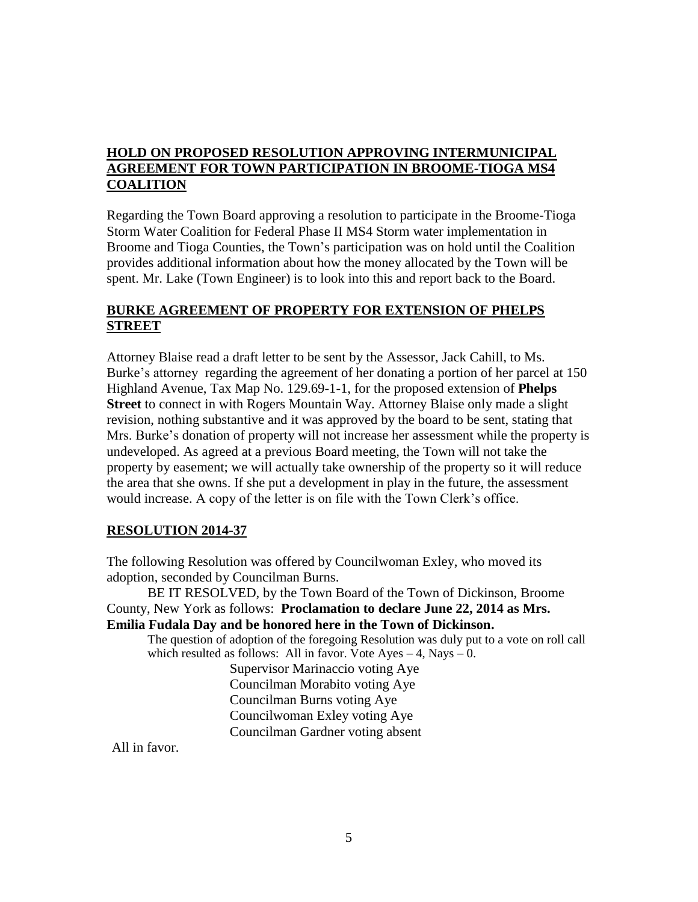## HOLD ON PROPOSED RESOLUTION APPROVING INTERMUNICIPAL AGREEMENT FOR TOWN PARTICIPATION IN BROOME-TIOGA MS4 COALITION

Regarding the Town Board approving a resolution to participate in the Broome-Tioga Storm Water Coalition for Federal Phase II MS4 Storm water implementation in Broome and Tioga Counties, the Town's participation was on hold until the Coalition provides additional information about how the money allocated by the Town will be spent. Mr. Lake (Town Engineer) is to look into this and report back to the Board.

## BURKE AGREEMENT OF PROPERTY FOR EXTENSION OF PHELPS STREET

Attorney Blaise read a draft letter to be sent by the Assessor, Jack Cahill, to Ms. Burke's attorney regarding the agreement of her donating a portion of her parcel at 150 Highland Avenue, Tax Map No. 129.69-1-1, for the proposed extension of **Phelps Street** to connect in with Rogers Mountain Way. Attorney Blaise only made a slight revision, nothing substantive and it was approved by the board to be sent, stating that Mrs. Burke's donation of property will not increase her assessment while the property is undeveloped. As agreed at a previous Board meeting, the Town will not take the property by easement; we will actually take ownership of the property so it will reduce the area that she owns. If she put a development in play in the future, the assessment would increase. A copy of the letter is on file with the Town Clerk's office.

## RESOLUTION 2014-37

The following Resolution was offered by Councilwoman Exley, who moved its adoption, seconded by Councilman Burns.

BE IT RESOLVED, by the Town Board of the Town of Dickinson, Broome County, New York as follows: **Proclamation to declare June 22, 2014 as Mrs. Emilia Fudala Day and be honored here in the Town of Dickinson.**

The question of adoption of the foregoing Resolution was duly put to a vote on roll call which resulted as follows: All in favor. Vote Ayes – 4, Nays – 0.

Supervisor Marinaccio voting Aye
Councilman Morabito voting Aye
Councilman Burns voting Aye
Councilwoman Exley voting Aye
Councilman Gardner voting absent

All in favor.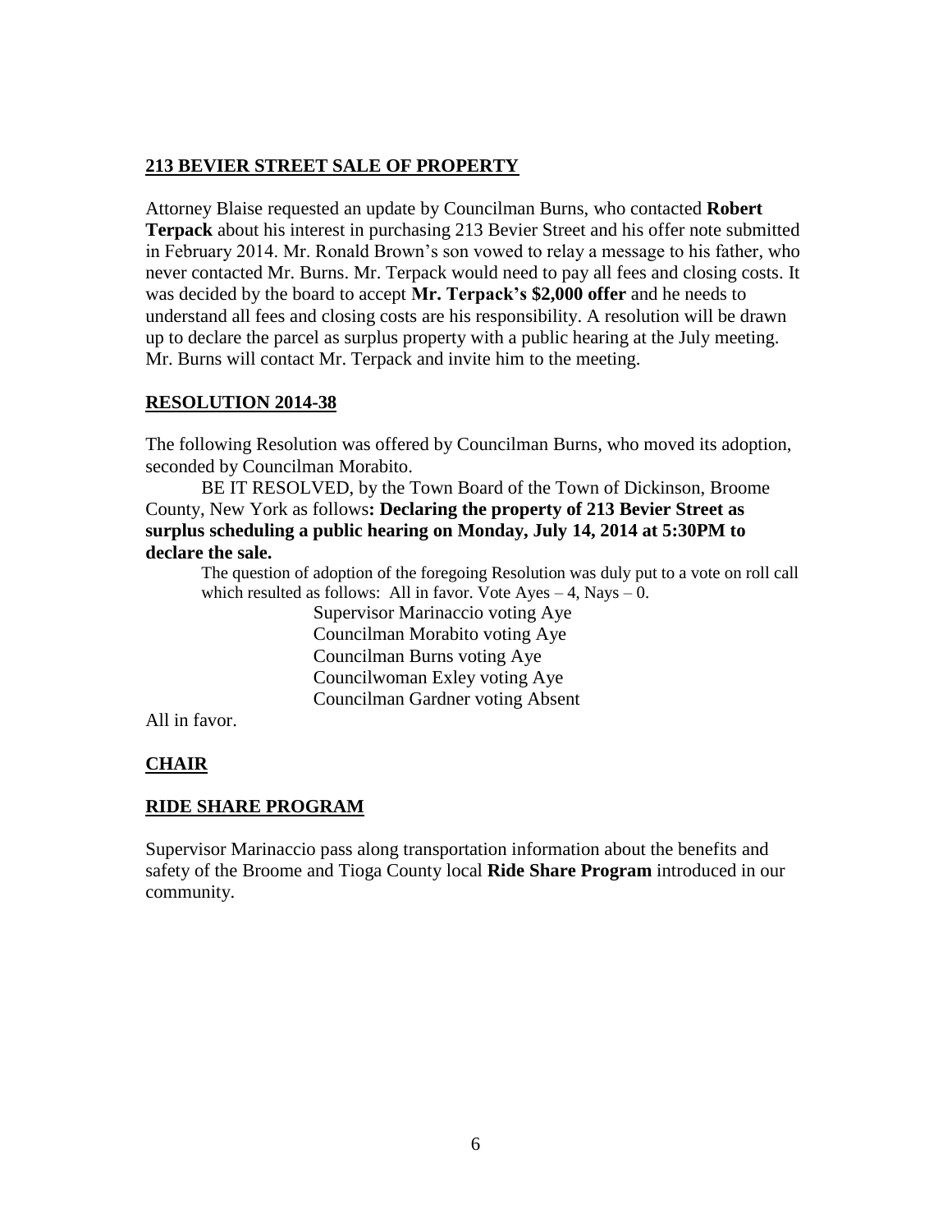## 213 BEVIER STREET SALE OF PROPERTY

Attorney Blaise requested an update by Councilman Burns, who contacted **Robert Terpack** about his interest in purchasing 213 Bevier Street and his offer note submitted in February 2014. Mr. Ronald Brown's son vowed to relay a message to his father, who never contacted Mr. Burns. Mr. Terpack would need to pay all fees and closing costs. It was decided by the board to accept **Mr. Terpack's $2,000 offer** and he needs to understand all fees and closing costs are his responsibility. A resolution will be drawn up to declare the parcel as surplus property with a public hearing at the July meeting. Mr. Burns will contact Mr. Terpack and invite him to the meeting.

## RESOLUTION 2014-38

The following Resolution was offered by Councilman Burns, who moved its adoption, seconded by Councilman Morabito.

BE IT RESOLVED, by the Town Board of the Town of Dickinson, Broome County, New York as follows**: Declaring the property of 213 Bevier Street as surplus scheduling a public hearing on Monday, July 14, 2014 at 5:30PM to declare the sale.**

The question of adoption of the foregoing Resolution was duly put to a vote on roll call which resulted as follows: All in favor. Vote Ayes – 4, Nays – 0.

Supervisor Marinaccio voting Aye
Councilman Morabito voting Aye
Councilman Burns voting Aye
Councilwoman Exley voting Aye
Councilman Gardner voting Absent

All in favor.

## CHAIR

## RIDE SHARE PROGRAM

Supervisor Marinaccio pass along transportation information about the benefits and safety of the Broome and Tioga County local **Ride Share Program** introduced in our community.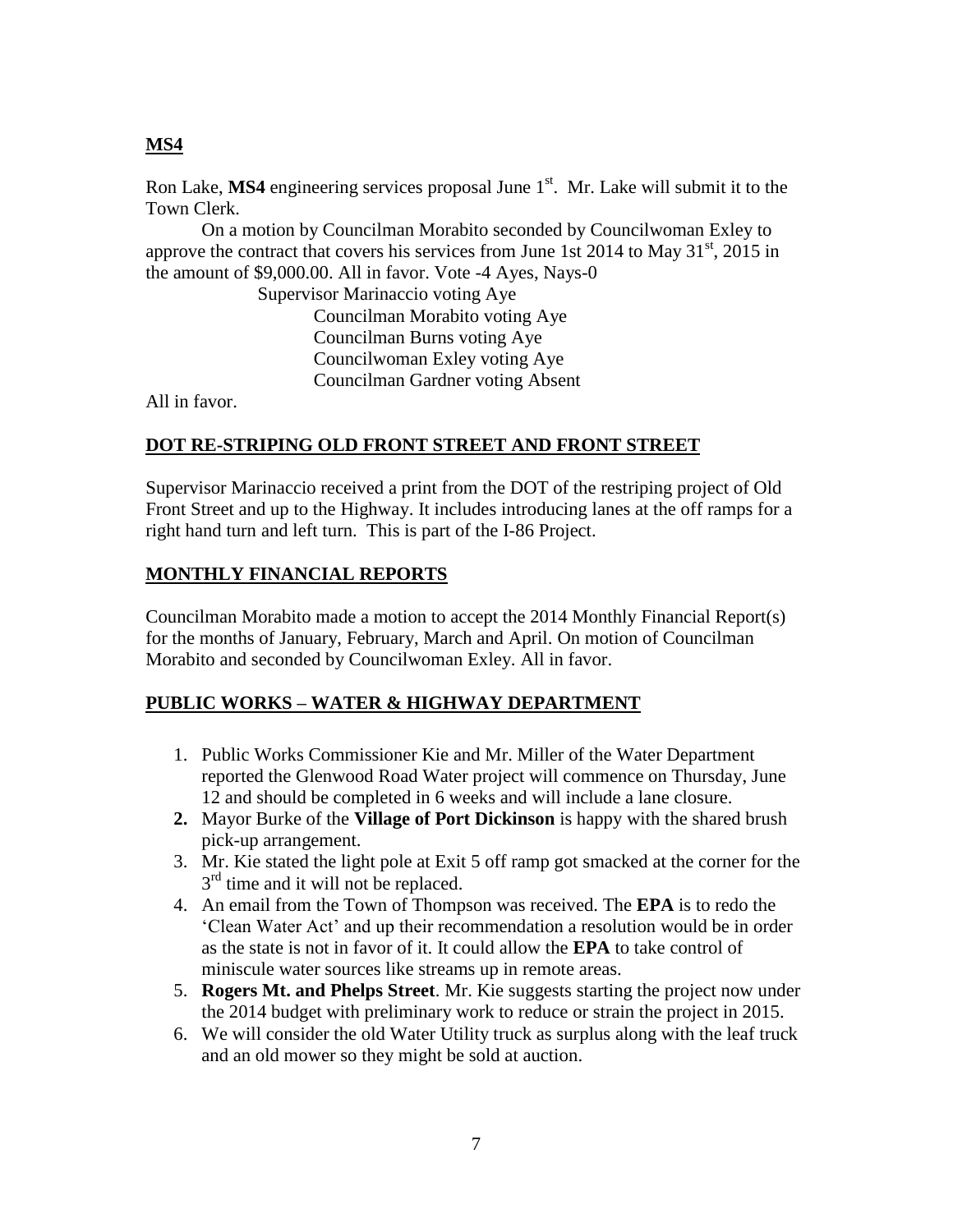## MS4

Ron Lake, **MS4** engineering services proposal June 1st. Mr. Lake will submit it to the Town Clerk.

On a motion by Councilman Morabito seconded by Councilwoman Exley to approve the contract that covers his services from June 1st 2014 to May 31st, 2015 in the amount of $9,000.00. All in favor. Vote -4 Ayes, Nays-0

Supervisor Marinaccio voting Aye
Councilman Morabito voting Aye
Councilman Burns voting Aye
Councilwoman Exley voting Aye
Councilman Gardner voting Absent

All in favor.

## DOT RE-STRIPING OLD FRONT STREET AND FRONT STREET

Supervisor Marinaccio received a print from the DOT of the restriping project of Old Front Street and up to the Highway. It includes introducing lanes at the off ramps for a right hand turn and left turn. This is part of the I-86 Project.

## MONTHLY FINANCIAL REPORTS

Councilman Morabito made a motion to accept the 2014 Monthly Financial Report(s) for the months of January, February, March and April. On motion of Councilman Morabito and seconded by Councilwoman Exley. All in favor.

## PUBLIC WORKS – WATER & HIGHWAY DEPARTMENT

1. Public Works Commissioner Kie and Mr. Miller of the Water Department reported the Glenwood Road Water project will commence on Thursday, June 12 and should be completed in 6 weeks and will include a lane closure.
2. Mayor Burke of the **Village of Port Dickinson** is happy with the shared brush pick-up arrangement.
3. Mr. Kie stated the light pole at Exit 5 off ramp got smacked at the corner for the 3rd time and it will not be replaced.
4. An email from the Town of Thompson was received. The **EPA** is to redo the 'Clean Water Act' and up their recommendation a resolution would be in order as the state is not in favor of it. It could allow the **EPA** to take control of miniscule water sources like streams up in remote areas.
5. **Rogers Mt. and Phelps Street**. Mr. Kie suggests starting the project now under the 2014 budget with preliminary work to reduce or strain the project in 2015.
6. We will consider the old Water Utility truck as surplus along with the leaf truck and an old mower so they might be sold at auction.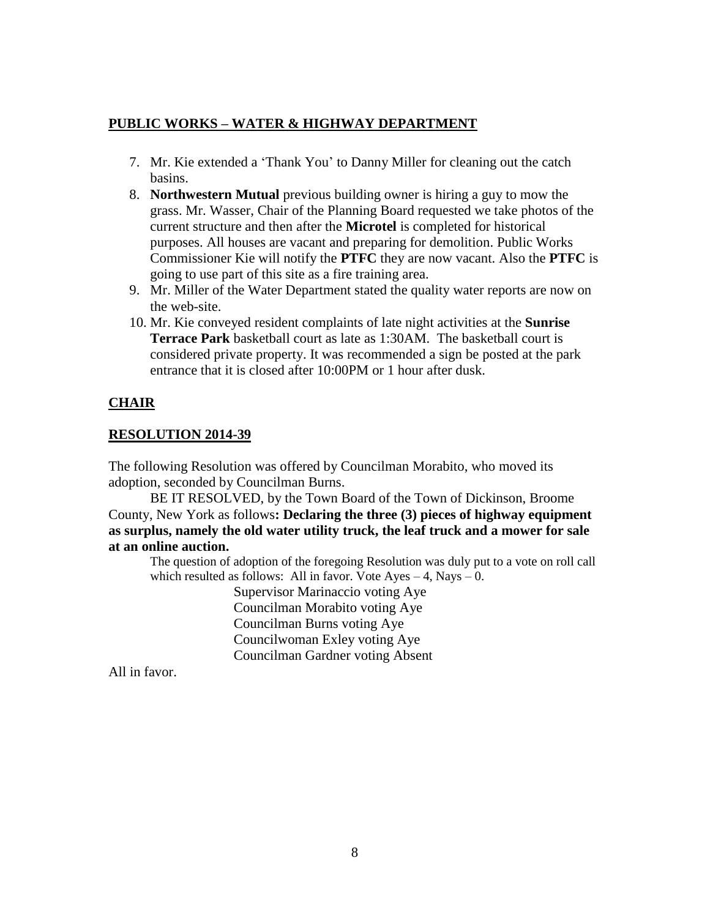## PUBLIC WORKS – WATER & HIGHWAY DEPARTMENT

7. Mr. Kie extended a 'Thank You' to Danny Miller for cleaning out the catch basins.
8. **Northwestern Mutual** previous building owner is hiring a guy to mow the grass. Mr. Wasser, Chair of the Planning Board requested we take photos of the current structure and then after the **Microtel** is completed for historical purposes. All houses are vacant and preparing for demolition. Public Works Commissioner Kie will notify the **PTFC** they are now vacant. Also the **PTFC** is going to use part of this site as a fire training area.
9. Mr. Miller of the Water Department stated the quality water reports are now on the web-site.
10. Mr. Kie conveyed resident complaints of late night activities at the **Sunrise Terrace Park** basketball court as late as 1:30AM. The basketball court is considered private property. It was recommended a sign be posted at the park entrance that it is closed after 10:00PM or 1 hour after dusk.

## CHAIR

## RESOLUTION 2014-39

The following Resolution was offered by Councilman Morabito, who moved its adoption, seconded by Councilman Burns.

BE IT RESOLVED, by the Town Board of the Town of Dickinson, Broome County, New York as follows**: Declaring the three (3) pieces of highway equipment as surplus, namely the old water utility truck, the leaf truck and a mower for sale at an online auction.**

The question of adoption of the foregoing Resolution was duly put to a vote on roll call which resulted as follows: All in favor. Vote Ayes – 4, Nays – 0.

Supervisor Marinaccio voting Aye  
Councilman Morabito voting Aye  
Councilman Burns voting Aye  
Councilwoman Exley voting Aye  
Councilman Gardner voting Absent

All in favor.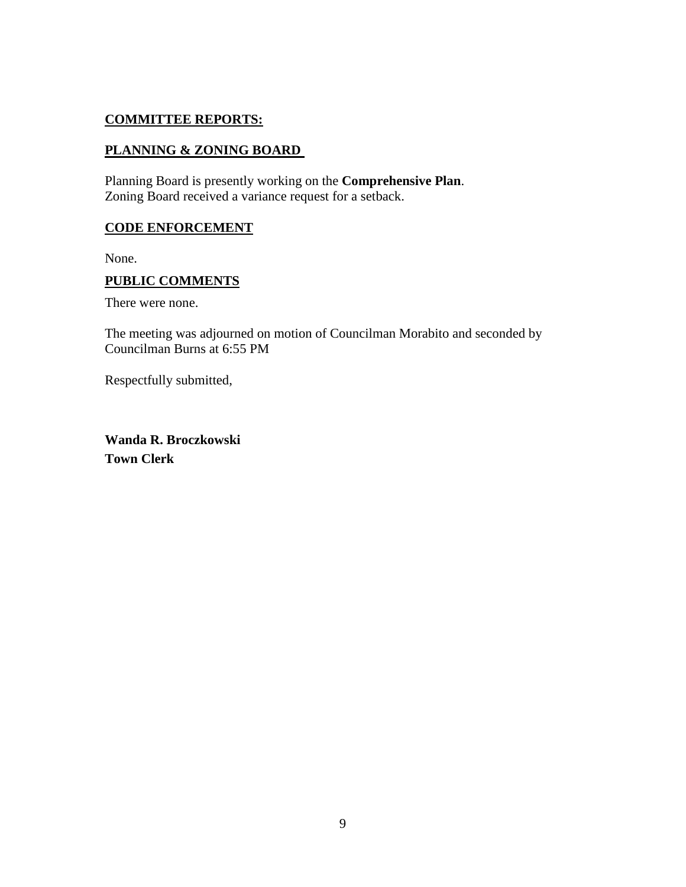## COMMITTEE REPORTS:

### PLANNING & ZONING BOARD

Planning Board is presently working on the **Comprehensive Plan**.
Zoning Board received a variance request for a setback.

### CODE ENFORCEMENT

None.

### PUBLIC COMMENTS

There were none.

The meeting was adjourned on motion of Councilman Morabito and seconded by Councilman Burns at 6:55 PM

Respectfully submitted,

**Wanda R. Broczkowski**
**Town Clerk**